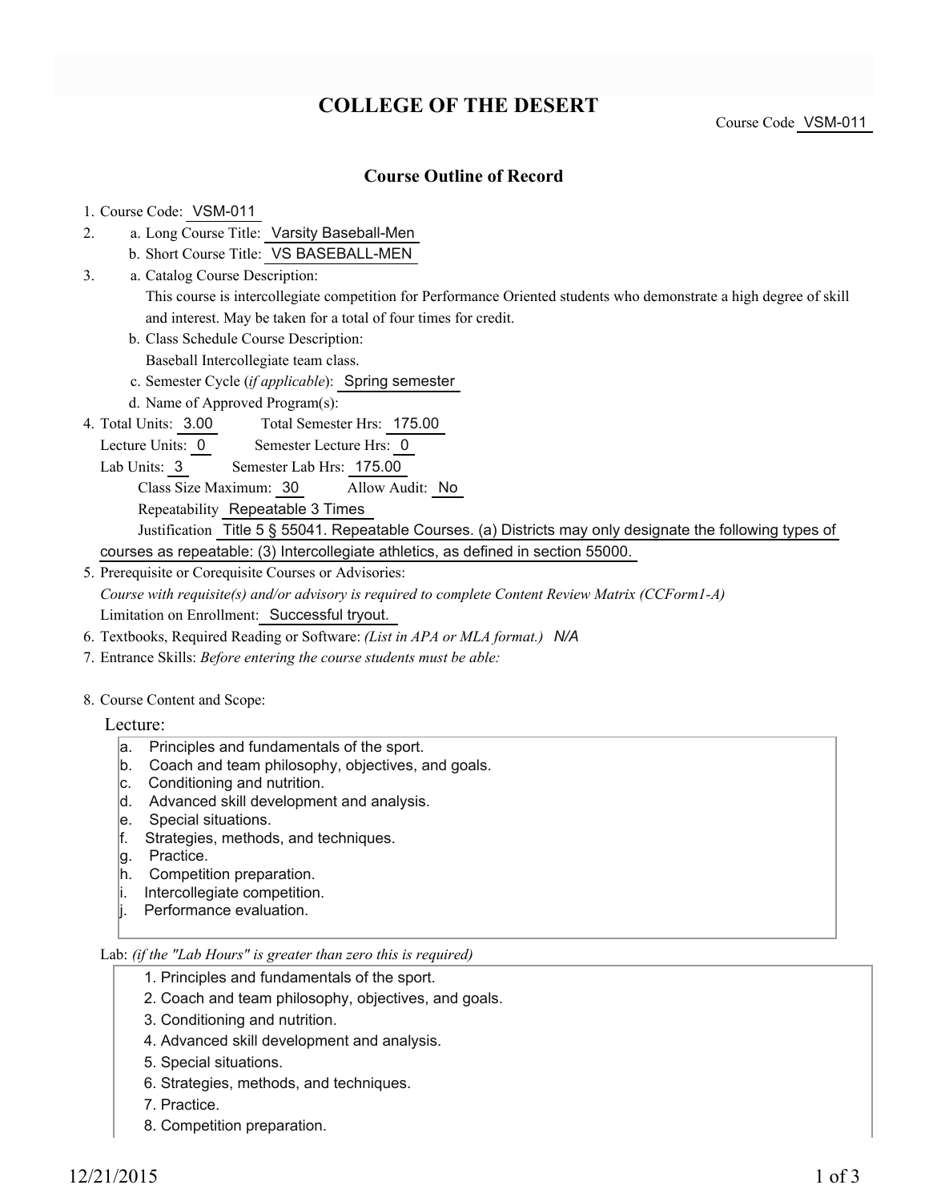# COLLEGE OF THE DESERT

Course Code VSM-011

## Course Outline of Record

1. Course Code: VSM-011
2. a. Long Course Title: Varsity Baseball-Men
   b. Short Course Title: VS BASEBALL-MEN
3. a. Catalog Course Description:
   This course is intercollegiate competition for Performance Oriented students who demonstrate a high degree of skill and interest. May be taken for a total of four times for credit.
   b. Class Schedule Course Description:
   Baseball Intercollegiate team class.
   c. Semester Cycle (*if applicable*): Spring semester
   d. Name of Approved Program(s):
4. Total Units: 3.00 Total Semester Hrs: 175.00
   Lecture Units: 0 Semester Lecture Hrs: 0
   Lab Units: 3 Semester Lab Hrs: 175.00
   Class Size Maximum: 30 Allow Audit: No
   Repeatability Repeatable 3 Times
   Justification Title 5 § 55041. Repeatable Courses. (a) Districts may only designate the following types of courses as repeatable: (3) Intercollegiate athletics, as defined in section 55000.
5. Prerequisite or Corequisite Courses or Advisories:
   *Course with requisite(s) and/or advisory is required to complete Content Review Matrix (CCForm1-A)*
   Limitation on Enrollment: Successful tryout.
6. Textbooks, Required Reading or Software: *(List in APA or MLA format.)* *N/A*
7. Entrance Skills: *Before entering the course students must be able:*

8. Course Content and Scope:

Lecture:

a. Principles and fundamentals of the sport.
b. Coach and team philosophy, objectives, and goals.
c. Conditioning and nutrition.
d. Advanced skill development and analysis.
e. Special situations.
f. Strategies, methods, and techniques.
g. Practice.
h. Competition preparation.
i. Intercollegiate competition.
j. Performance evaluation.

Lab: *(if the "Lab Hours" is greater than zero this is required)*

1. Principles and fundamentals of the sport.
2. Coach and team philosophy, objectives, and goals.
3. Conditioning and nutrition.
4. Advanced skill development and analysis.
5. Special situations.
6. Strategies, methods, and techniques.
7. Practice.
8. Competition preparation.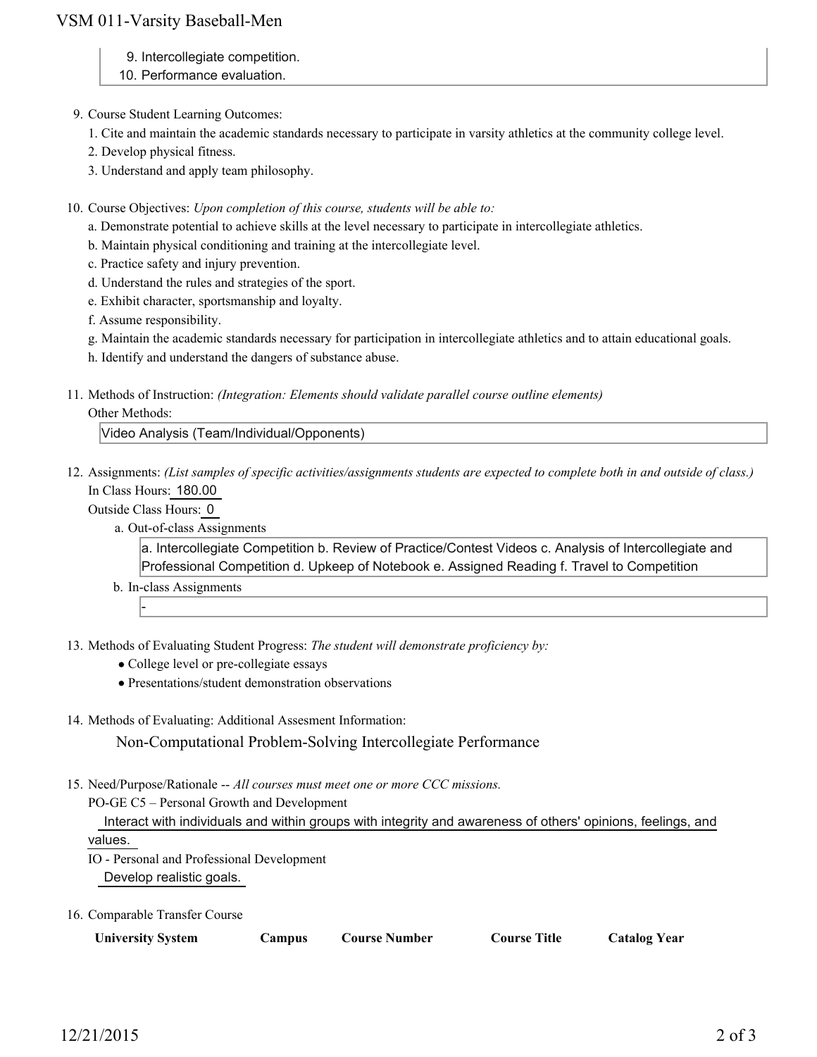9. Intercollegiate competition.
10. Performance evaluation.

9. Course Student Learning Outcomes:
   1. Cite and maintain the academic standards necessary to participate in varsity athletics at the community college level.
   2. Develop physical fitness.
   3. Understand and apply team philosophy.

10. Course Objectives: *Upon completion of this course, students will be able to:*
    a. Demonstrate potential to achieve skills at the level necessary to participate in intercollegiate athletics.
    b. Maintain physical conditioning and training at the intercollegiate level.
    c. Practice safety and injury prevention.
    d. Understand the rules and strategies of the sport.
    e. Exhibit character, sportsmanship and loyalty.
    f. Assume responsibility.
    g. Maintain the academic standards necessary for participation in intercollegiate athletics and to attain educational goals.
    h. Identify and understand the dangers of substance abuse.

11. Methods of Instruction: *(Integration: Elements should validate parallel course outline elements)*
    Other Methods:
    Video Analysis (Team/Individual/Opponents)

12. Assignments: *(List samples of specific activities/assignments students are expected to complete both in and outside of class.)*
    In Class Hours: 180.00
    Outside Class Hours: 0
    a. Out-of-class Assignments
       a. Intercollegiate Competition b. Review of Practice/Contest Videos c. Analysis of Intercollegiate and Professional Competition d. Upkeep of Notebook e. Assigned Reading f. Travel to Competition
    b. In-class Assignments
       -

13. Methods of Evaluating Student Progress: *The student will demonstrate proficiency by:*
    - College level or pre-collegiate essays
    - Presentations/student demonstration observations

14. Methods of Evaluating: Additional Assesment Information:
    Non-Computational Problem-Solving Intercollegiate Performance

15. Need/Purpose/Rationale -- *All courses must meet one or more CCC missions.*
    PO-GE C5 – Personal Growth and Development
    Interact with individuals and within groups with integrity and awareness of others' opinions, feelings, and values.
    IO - Personal and Professional Development
    Develop realistic goals.

16. Comparable Transfer Course

| University System | Campus | Course Number | Course Title | Catalog Year |
|---|---|---|---|---|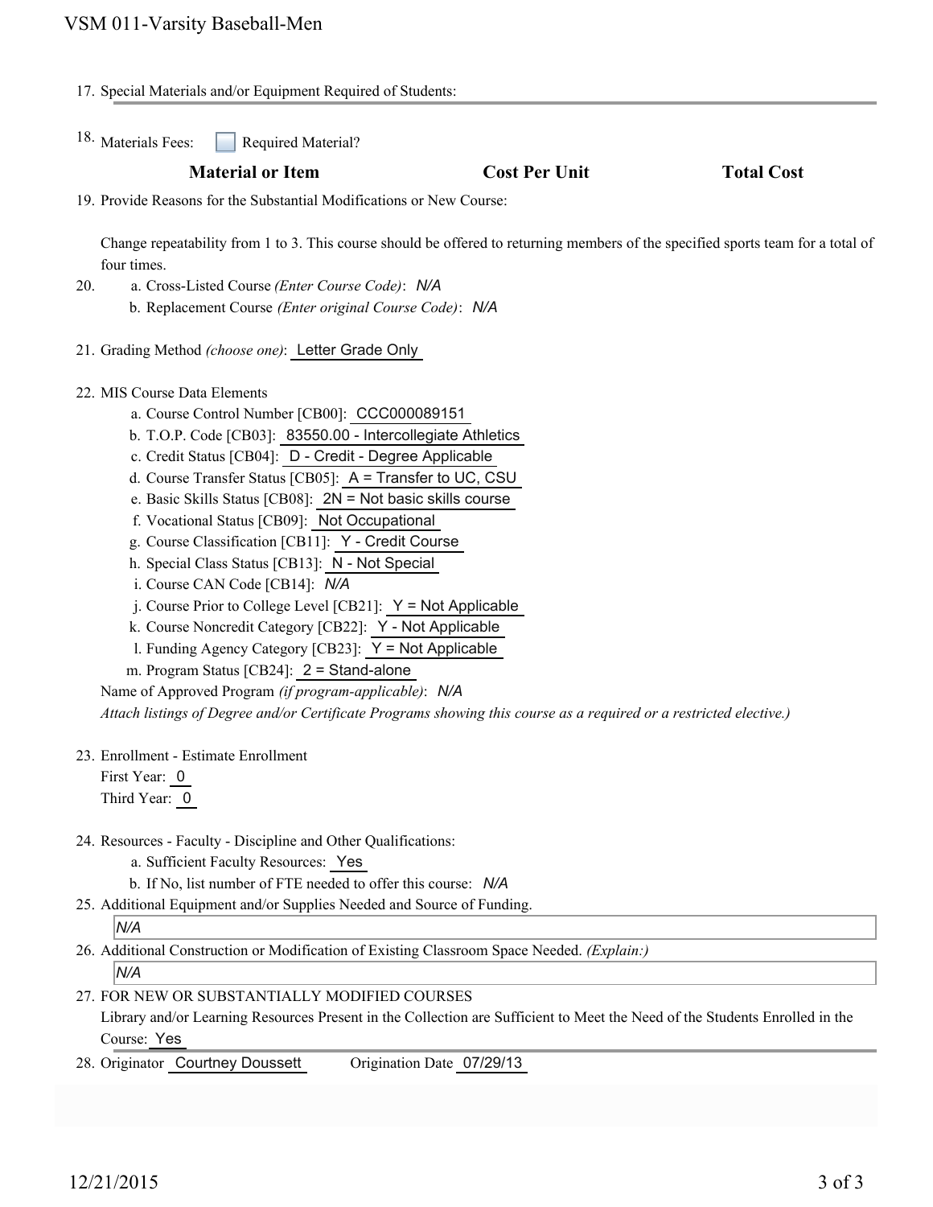17. Special Materials and/or Equipment Required of Students:

18. Materials Fees: ☐ Required Material?

| Material or Item | Cost Per Unit | Total Cost |
| --- | --- | --- |

19. Provide Reasons for the Substantial Modifications or New Course:

    Change repeatability from 1 to 3. This course should be offered to returning members of the specified sports team for a total of four times.

20. a. Cross-Listed Course *(Enter Course Code)*: *N/A*
    b. Replacement Course *(Enter original Course Code)*: *N/A*

21. Grading Method *(choose one)*: Letter Grade Only

22. MIS Course Data Elements
    a. Course Control Number [CB00]: CCC000089151
    b. T.O.P. Code [CB03]: 83550.00 - Intercollegiate Athletics
    c. Credit Status [CB04]: D - Credit - Degree Applicable
    d. Course Transfer Status [CB05]: A = Transfer to UC, CSU
    e. Basic Skills Status [CB08]: 2N = Not basic skills course
    f. Vocational Status [CB09]: Not Occupational
    g. Course Classification [CB11]: Y - Credit Course
    h. Special Class Status [CB13]: N - Not Special
    i. Course CAN Code [CB14]: *N/A*
    j. Course Prior to College Level [CB21]: Y = Not Applicable
    k. Course Noncredit Category [CB22]: Y - Not Applicable
    l. Funding Agency Category [CB23]: Y = Not Applicable
    m. Program Status [CB24]: 2 = Stand-alone

    Name of Approved Program *(if program-applicable)*: *N/A*

    *Attach listings of Degree and/or Certificate Programs showing this course as a required or a restricted elective.)*

23. Enrollment - Estimate Enrollment
    First Year: 0
    Third Year: 0

24. Resources - Faculty - Discipline and Other Qualifications:
    a. Sufficient Faculty Resources: Yes
    b. If No, list number of FTE needed to offer this course: *N/A*

25. Additional Equipment and/or Supplies Needed and Source of Funding.
    *N/A*

26. Additional Construction or Modification of Existing Classroom Space Needed. *(Explain:)*
    *N/A*

27. FOR NEW OR SUBSTANTIALLY MODIFIED COURSES
    Library and/or Learning Resources Present in the Collection are Sufficient to Meet the Need of the Students Enrolled in the Course: Yes

28. Originator Courtney Doussett Origination Date 07/29/13